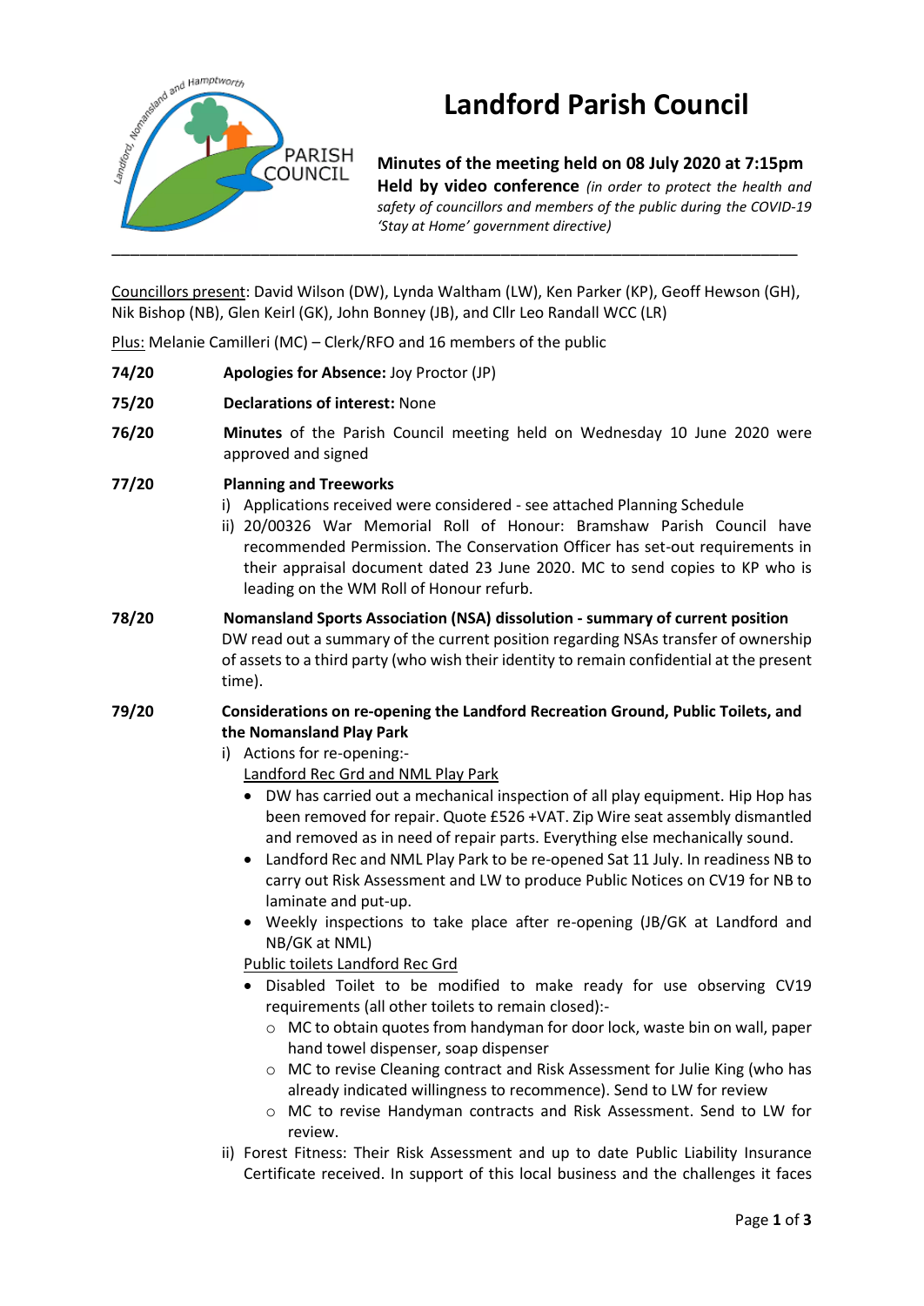# Landford Parish Council

**Minutes of the meeting held on 08 July 2020 at 7:15pm**
**Held by video conference** *(in order to protect the health and safety of councillors and members of the public during the COVID-19 'Stay at Home' government directive)*

---

Councillors present: David Wilson (DW), Lynda Waltham (LW), Ken Parker (KP), Geoff Hewson (GH), Nik Bishop (NB), Glen Keirl (GK), John Bonney (JB), and Cllr Leo Randall WCC (LR)

Plus: Melanie Camilleri (MC) – Clerk/RFO and 16 members of the public

**74/20** **Apologies for Absence:** Joy Proctor (JP)

**75/20** **Declarations of interest:** None

**76/20** **Minutes** of the Parish Council meeting held on Wednesday 10 June 2020 were approved and signed

**77/20** **Planning and Treeworks**

i) Applications received were considered - see attached Planning Schedule
ii) 20/00326 War Memorial Roll of Honour: Bramshaw Parish Council have recommended Permission. The Conservation Officer has set-out requirements in their appraisal document dated 23 June 2020. MC to send copies to KP who is leading on the WM Roll of Honour refurb.

**78/20** **Nomansland Sports Association (NSA) dissolution - summary of current position**

DW read out a summary of the current position regarding NSAs transfer of ownership of assets to a third party (who wish their identity to remain confidential at the present time).

**79/20** **Considerations on re-opening the Landford Recreation Ground, Public Toilets, and the Nomansland Play Park**

i) Actions for re-opening:-

Landford Rec Grd and NML Play Park

- DW has carried out a mechanical inspection of all play equipment. Hip Hop has been removed for repair. Quote £526 +VAT. Zip Wire seat assembly dismantled and removed as in need of repair parts. Everything else mechanically sound.
- Landford Rec and NML Play Park to be re-opened Sat 11 July. In readiness NB to carry out Risk Assessment and LW to produce Public Notices on CV19 for NB to laminate and put-up.
- Weekly inspections to take place after re-opening (JB/GK at Landford and NB/GK at NML)

Public toilets Landford Rec Grd

- Disabled Toilet to be modified to make ready for use observing CV19 requirements (all other toilets to remain closed):-
  - MC to obtain quotes from handyman for door lock, waste bin on wall, paper hand towel dispenser, soap dispenser
  - MC to revise Cleaning contract and Risk Assessment for Julie King (who has already indicated willingness to recommence). Send to LW for review
  - MC to revise Handyman contracts and Risk Assessment. Send to LW for review.

ii) Forest Fitness: Their Risk Assessment and up to date Public Liability Insurance Certificate received. In support of this local business and the challenges it faces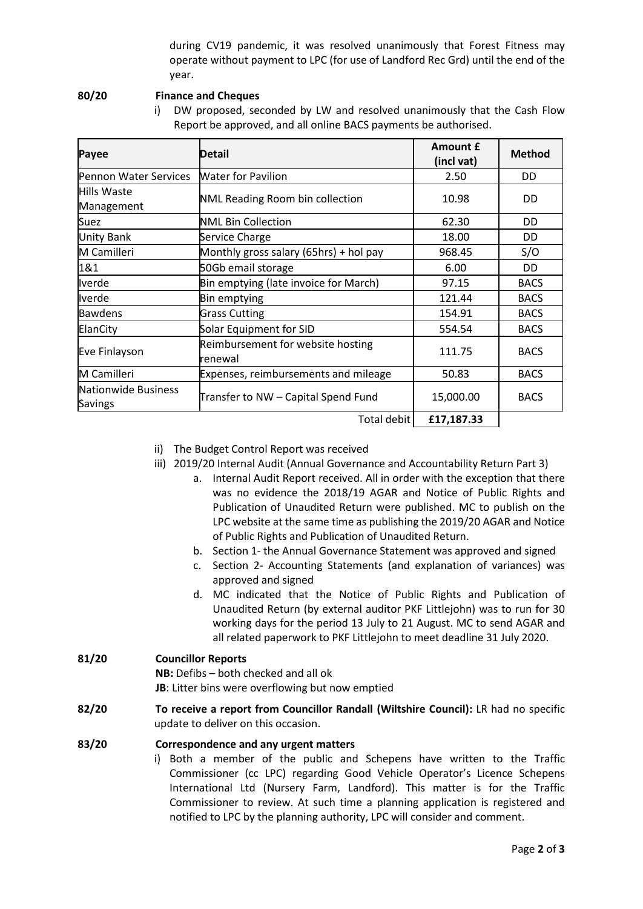during CV19 pandemic, it was resolved unanimously that Forest Fitness may operate without payment to LPC (for use of Landford Rec Grd) until the end of the year.

**80/20 Finance and Cheques**

i) DW proposed, seconded by LW and resolved unanimously that the Cash Flow Report be approved, and all online BACS payments be authorised.

| Payee | Detail | Amount £ (incl vat) | Method |
|---|---|---|---|
| Pennon Water Services | Water for Pavilion | 2.50 | DD |
| Hills Waste Management | NML Reading Room bin collection | 10.98 | DD |
| Suez | NML Bin Collection | 62.30 | DD |
| Unity Bank | Service Charge | 18.00 | DD |
| M Camilleri | Monthly gross salary (65hrs) + hol pay | 968.45 | S/O |
| 1&1 | 50Gb email storage | 6.00 | DD |
| Iverde | Bin emptying (late invoice for March) | 97.15 | BACS |
| Iverde | Bin emptying | 121.44 | BACS |
| Bawdens | Grass Cutting | 154.91 | BACS |
| ElanCity | Solar Equipment for SID | 554.54 | BACS |
| Eve Finlayson | Reimbursement for website hosting renewal | 111.75 | BACS |
| M Camilleri | Expenses, reimbursements and mileage | 50.83 | BACS |
| Nationwide Business Savings | Transfer to NW – Capital Spend Fund | 15,000.00 | BACS |
| | Total debit | **£17,187.33** | |

ii) The Budget Control Report was received

iii) 2019/20 Internal Audit (Annual Governance and Accountability Return Part 3)

a. Internal Audit Report received. All in order with the exception that there was no evidence the 2018/19 AGAR and Notice of Public Rights and Publication of Unaudited Return were published. MC to publish on the LPC website at the same time as publishing the 2019/20 AGAR and Notice of Public Rights and Publication of Unaudited Return.

b. Section 1- the Annual Governance Statement was approved and signed

c. Section 2- Accounting Statements (and explanation of variances) was approved and signed

d. MC indicated that the Notice of Public Rights and Publication of Unaudited Return (by external auditor PKF Littlejohn) was to run for 30 working days for the period 13 July to 21 August. MC to send AGAR and all related paperwork to PKF Littlejohn to meet deadline 31 July 2020.

**81/20 Councillor Reports**

**NB:** Defibs – both checked and all ok

**JB**: Litter bins were overflowing but now emptied

**82/20 To receive a report from Councillor Randall (Wiltshire Council):** LR had no specific update to deliver on this occasion.

**83/20 Correspondence and any urgent matters**

i) Both a member of the public and Schepens have written to the Traffic Commissioner (cc LPC) regarding Good Vehicle Operator's Licence Schepens International Ltd (Nursery Farm, Landford). This matter is for the Traffic Commissioner to review. At such time a planning application is registered and notified to LPC by the planning authority, LPC will consider and comment.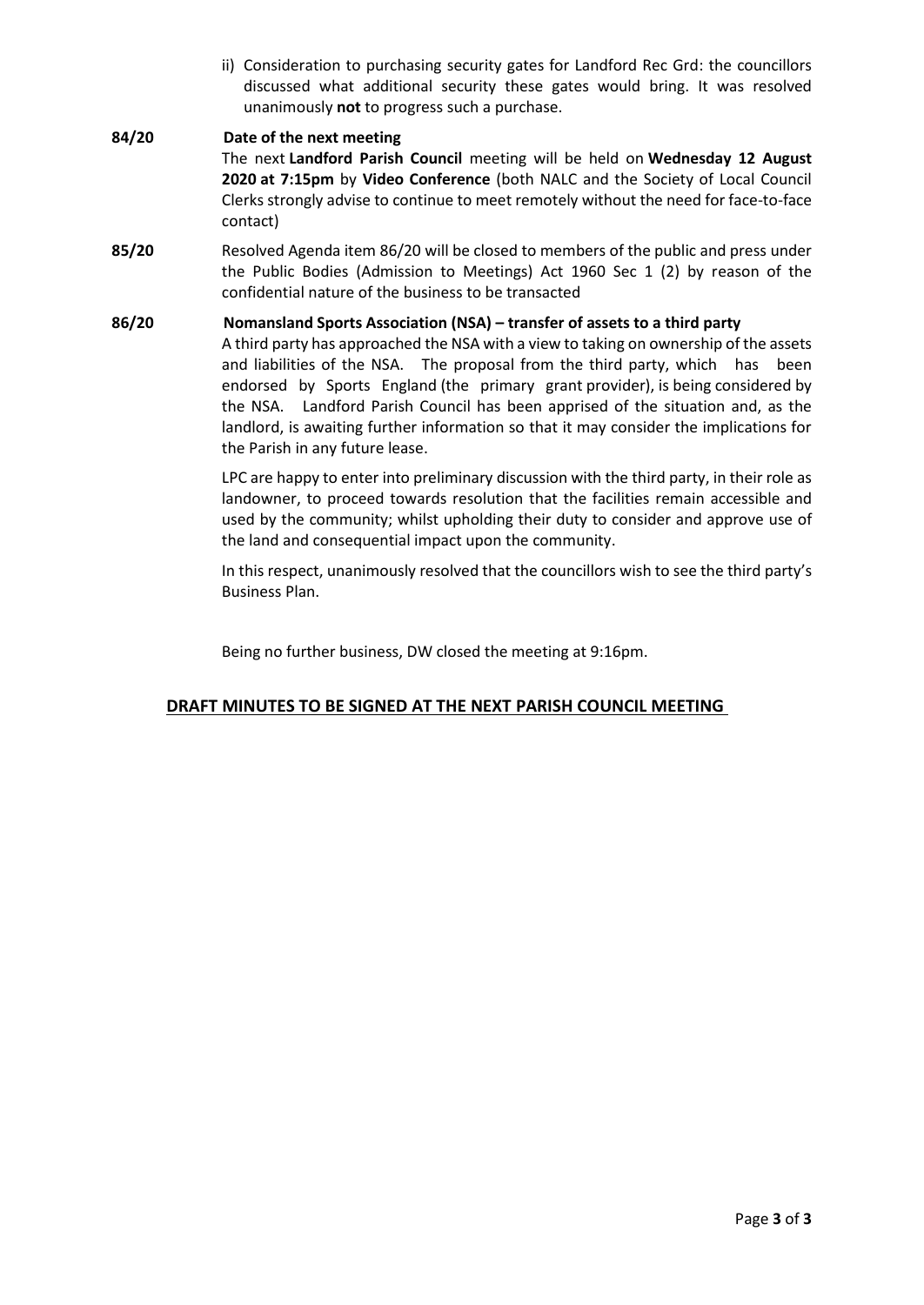ii) Consideration to purchasing security gates for Landford Rec Grd: the councillors discussed what additional security these gates would bring. It was resolved unanimously **not** to progress such a purchase.

**84/20 Date of the next meeting**

The next **Landford Parish Council** meeting will be held on **Wednesday 12 August 2020 at 7:15pm** by **Video Conference** (both NALC and the Society of Local Council Clerks strongly advise to continue to meet remotely without the need for face-to-face contact)

**85/20** Resolved Agenda item 86/20 will be closed to members of the public and press under the Public Bodies (Admission to Meetings) Act 1960 Sec 1 (2) by reason of the confidential nature of the business to be transacted

**86/20 Nomansland Sports Association (NSA) – transfer of assets to a third party**

A third party has approached the NSA with a view to taking on ownership of the assets and liabilities of the NSA. The proposal from the third party, which has been endorsed by Sports England (the primary grant provider), is being considered by the NSA. Landford Parish Council has been apprised of the situation and, as the landlord, is awaiting further information so that it may consider the implications for the Parish in any future lease.

LPC are happy to enter into preliminary discussion with the third party, in their role as landowner, to proceed towards resolution that the facilities remain accessible and used by the community; whilst upholding their duty to consider and approve use of the land and consequential impact upon the community.

In this respect, unanimously resolved that the councillors wish to see the third party's Business Plan.

Being no further business, DW closed the meeting at 9:16pm.

**DRAFT MINUTES TO BE SIGNED AT THE NEXT PARISH COUNCIL MEETING**